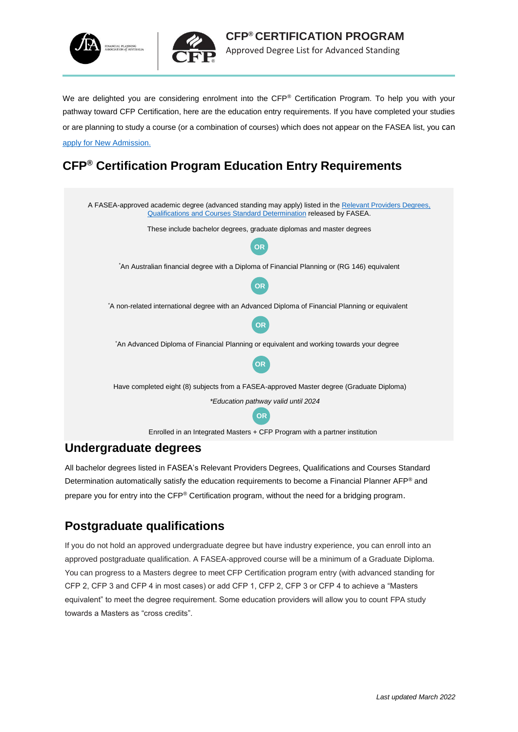# CFP® CERTIFICATION PROGRAM

Approved Degree List for Advanced Standing

We are delighted you are considering enrolment into the CFP® Certification Program. To help you with your pathway toward CFP Certification, here are the education entry requirements. If you have completed your studies or are planning to study a course (or a combination of courses) which does not appear on the FASEA list, you can apply for New Admission.

## CFP® Certification Program Education Entry Requirements

A FASEA-approved academic degree (advanced standing may apply) listed in the Relevant Providers Degrees, Qualifications and Courses Standard Determination released by FASEA.

These include bachelor degrees, graduate diplomas and master degrees

**OR**

*An Australian financial degree with a Diploma of Financial Planning or (RG 146) equivalent

**OR**

*A non-related international degree with an Advanced Diploma of Financial Planning or equivalent

**OR**

*An Advanced Diploma of Financial Planning or equivalent and working towards your degree

**OR**

Have completed eight (8) subjects from a FASEA-approved Master degree (Graduate Diploma)

*\*Education pathway valid until 2024*

**OR**

Enrolled in an Integrated Masters + CFP Program with a partner institution

## Undergraduate degrees

All bachelor degrees listed in FASEA's Relevant Providers Degrees, Qualifications and Courses Standard Determination automatically satisfy the education requirements to become a Financial Planner AFP® and prepare you for entry into the CFP® Certification program, without the need for a bridging program.

## Postgraduate qualifications

If you do not hold an approved undergraduate degree but have industry experience, you can enroll into an approved postgraduate qualification. A FASEA-approved course will be a minimum of a Graduate Diploma. You can progress to a Masters degree to meet CFP Certification program entry (with advanced standing for CFP 2, CFP 3 and CFP 4 in most cases) or add CFP 1, CFP 2, CFP 3 or CFP 4 to achieve a "Masters equivalent" to meet the degree requirement. Some education providers will allow you to count FPA study towards a Masters as "cross credits".

*Last updated March 2022*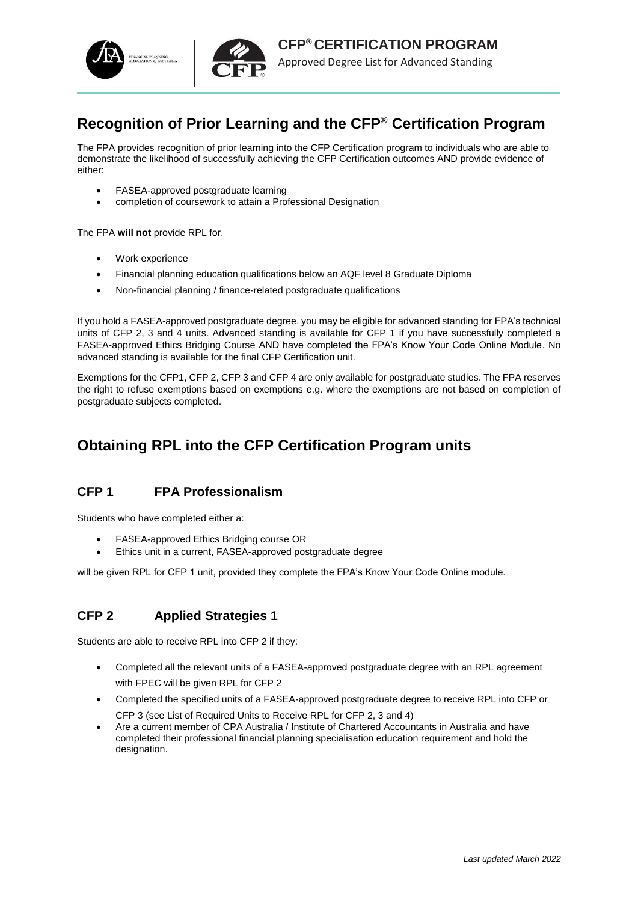## Recognition of Prior Learning and the CFP® Certification Program

The FPA provides recognition of prior learning into the CFP Certification program to individuals who are able to demonstrate the likelihood of successfully achieving the CFP Certification outcomes AND provide evidence of either:

- FASEA-approved postgraduate learning
- completion of coursework to attain a Professional Designation

The FPA **will not** provide RPL for.

- Work experience
- Financial planning education qualifications below an AQF level 8 Graduate Diploma
- Non-financial planning / finance-related postgraduate qualifications

If you hold a FASEA-approved postgraduate degree, you may be eligible for advanced standing for FPA's technical units of CFP 2, 3 and 4 units. Advanced standing is available for CFP 1 if you have successfully completed a FASEA-approved Ethics Bridging Course AND have completed the FPA's Know Your Code Online Module. No advanced standing is available for the final CFP Certification unit.

Exemptions for the CFP1, CFP 2, CFP 3 and CFP 4 are only available for postgraduate studies. The FPA reserves the right to refuse exemptions based on exemptions e.g. where the exemptions are not based on completion of postgraduate subjects completed.

## Obtaining RPL into the CFP Certification Program units

### CFP 1 FPA Professionalism

Students who have completed either a:

- FASEA-approved Ethics Bridging course OR
- Ethics unit in a current, FASEA-approved postgraduate degree

will be given RPL for CFP 1 unit, provided they complete the FPA's Know Your Code Online module.

### CFP 2 Applied Strategies 1

Students are able to receive RPL into CFP 2 if they:

- Completed all the relevant units of a FASEA-approved postgraduate degree with an RPL agreement with FPEC will be given RPL for CFP 2
- Completed the specified units of a FASEA-approved postgraduate degree to receive RPL into CFP or CFP 3 (see List of Required Units to Receive RPL for CFP 2, 3 and 4)
- Are a current member of CPA Australia / Institute of Chartered Accountants in Australia and have completed their professional financial planning specialisation education requirement and hold the designation.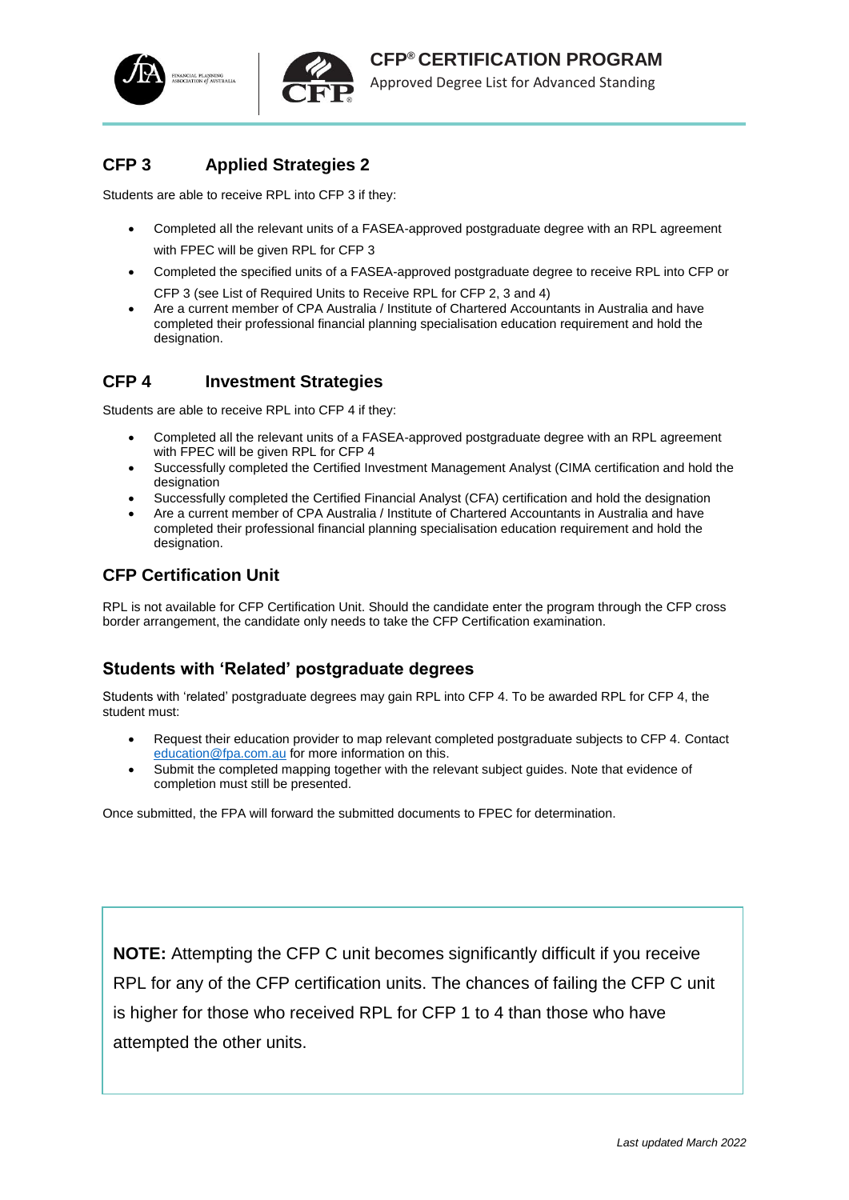## CFP 3 Applied Strategies 2

Students are able to receive RPL into CFP 3 if they:

- Completed all the relevant units of a FASEA-approved postgraduate degree with an RPL agreement with FPEC will be given RPL for CFP 3
- Completed the specified units of a FASEA-approved postgraduate degree to receive RPL into CFP or CFP 3 (see List of Required Units to Receive RPL for CFP 2, 3 and 4)
- Are a current member of CPA Australia / Institute of Chartered Accountants in Australia and have completed their professional financial planning specialisation education requirement and hold the designation.

## CFP 4 Investment Strategies

Students are able to receive RPL into CFP 4 if they:

- Completed all the relevant units of a FASEA-approved postgraduate degree with an RPL agreement with FPEC will be given RPL for CFP 4
- Successfully completed the Certified Investment Management Analyst (CIMA certification and hold the designation
- Successfully completed the Certified Financial Analyst (CFA) certification and hold the designation
- Are a current member of CPA Australia / Institute of Chartered Accountants in Australia and have completed their professional financial planning specialisation education requirement and hold the designation.

## CFP Certification Unit

RPL is not available for CFP Certification Unit. Should the candidate enter the program through the CFP cross border arrangement, the candidate only needs to take the CFP Certification examination.

## Students with 'Related' postgraduate degrees

Students with 'related' postgraduate degrees may gain RPL into CFP 4. To be awarded RPL for CFP 4, the student must:

- Request their education provider to map relevant completed postgraduate subjects to CFP 4. Contact education@fpa.com.au for more information on this.
- Submit the completed mapping together with the relevant subject guides. Note that evidence of completion must still be presented.

Once submitted, the FPA will forward the submitted documents to FPEC for determination.

**NOTE:** Attempting the CFP C unit becomes significantly difficult if you receive RPL for any of the CFP certification units. The chances of failing the CFP C unit is higher for those who received RPL for CFP 1 to 4 than those who have attempted the other units.

*Last updated March 2022*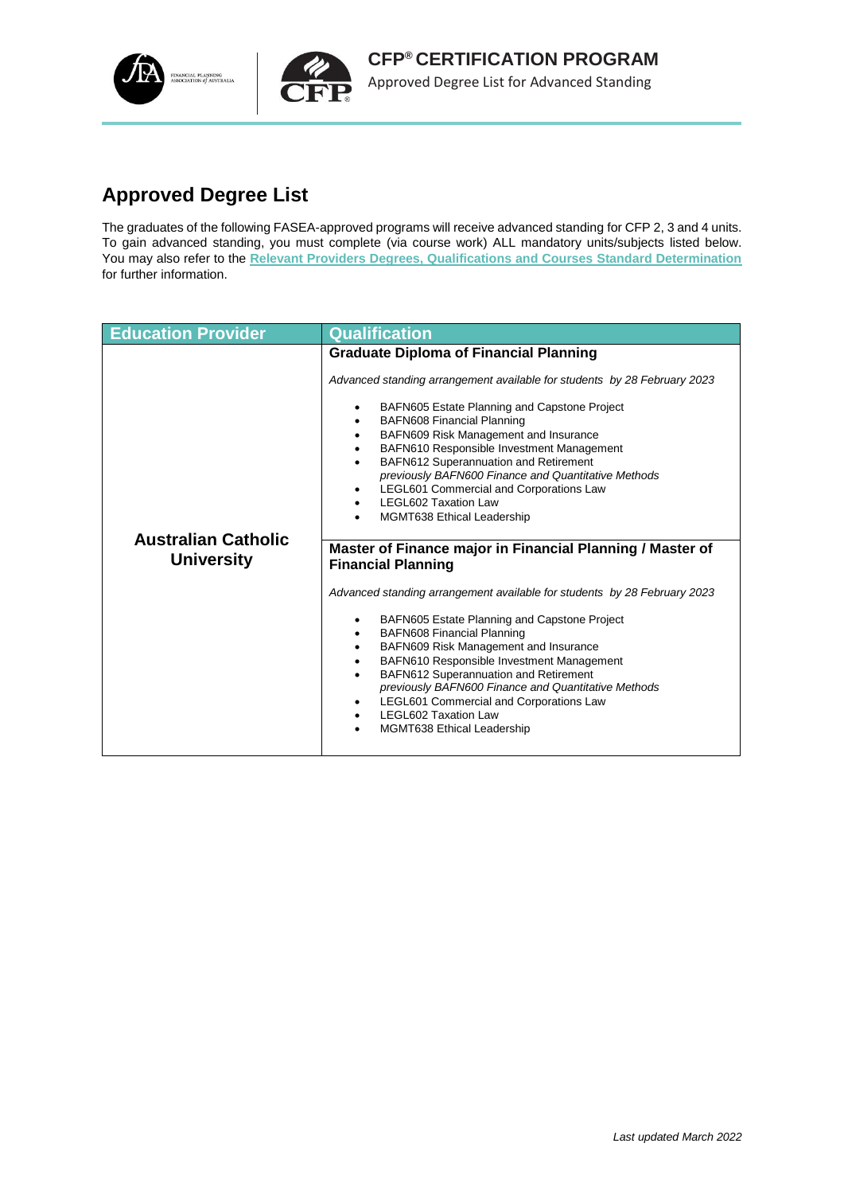## Approved Degree List

The graduates of the following FASEA-approved programs will receive advanced standing for CFP 2, 3 and 4 units. To gain advanced standing, you must complete (via course work) ALL mandatory units/subjects listed below. You may also refer to the **Relevant Providers Degrees, Qualifications and Courses Standard Determination** for further information.

| Education Provider | Qualification |
| --- | --- |
| **Australian Catholic University** | **Graduate Diploma of Financial Planning**<br><br>*Advanced standing arrangement available for students by 28 February 2023*<br><br>• BAFN605 Estate Planning and Capstone Project<br>• BAFN608 Financial Planning<br>• BAFN609 Risk Management and Insurance<br>• BAFN610 Responsible Investment Management<br>• BAFN612 Superannuation and Retirement *previously BAFN600 Finance and Quantitative Methods*<br>• LEGL601 Commercial and Corporations Law<br>• LEGL602 Taxation Law<br>• MGMT638 Ethical Leadership |
| | **Master of Finance major in Financial Planning / Master of Financial Planning**<br><br>*Advanced standing arrangement available for students by 28 February 2023*<br><br>• BAFN605 Estate Planning and Capstone Project<br>• BAFN608 Financial Planning<br>• BAFN609 Risk Management and Insurance<br>• BAFN610 Responsible Investment Management<br>• BAFN612 Superannuation and Retirement *previously BAFN600 Finance and Quantitative Methods*<br>• LEGL601 Commercial and Corporations Law<br>• LEGL602 Taxation Law<br>• MGMT638 Ethical Leadership |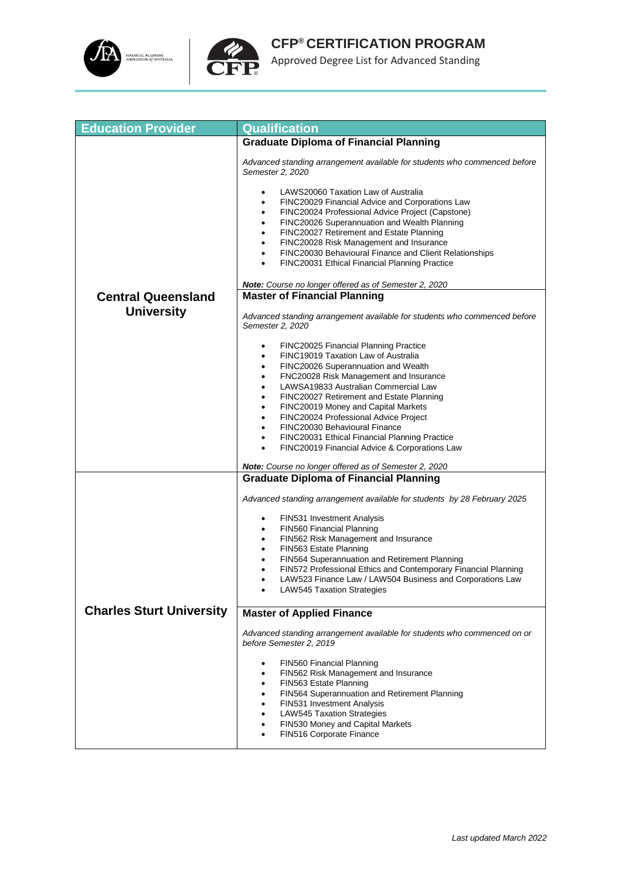| Education Provider | Qualification |
| --- | --- |
| **Central Queensland University** | **Graduate Diploma of Financial Planning**<br><br>*Advanced standing arrangement available for students who commenced before Semester 2, 2020*<br><br>• LAWS20060 Taxation Law of Australia<br>• FINC20029 Financial Advice and Corporations Law<br>• FINC20024 Professional Advice Project (Capstone)<br>• FINC20026 Superannuation and Wealth Planning<br>• FINC20027 Retirement and Estate Planning<br>• FINC20028 Risk Management and Insurance<br>• FINC20030 Behavioural Finance and Client Relationships<br>• FINC20031 Ethical Financial Planning Practice<br><br>***Note:*** *Course no longer offered as of Semester 2, 2020* |
| | **Master of Financial Planning**<br><br>*Advanced standing arrangement available for students who commenced before Semester 2, 2020*<br><br>• FINC20025 Financial Planning Practice<br>• FINC19019 Taxation Law of Australia<br>• FINC20026 Superannuation and Wealth<br>• FNC20028 Risk Management and Insurance<br>• LAWSA19833 Australian Commercial Law<br>• FINC20027 Retirement and Estate Planning<br>• FINC20019 Money and Capital Markets<br>• FINC20024 Professional Advice Project<br>• FINC20030 Behavioural Finance<br>• FINC20031 Ethical Financial Planning Practice<br>• FINC20019 Financial Advice & Corporations Law<br><br>***Note:*** *Course no longer offered as of Semester 2, 2020* |
| **Charles Sturt University** | **Graduate Diploma of Financial Planning**<br><br>*Advanced standing arrangement available for students by 28 February 2025*<br><br>• FIN531 Investment Analysis<br>• FIN560 Financial Planning<br>• FIN562 Risk Management and Insurance<br>• FIN563 Estate Planning<br>• FIN564 Superannuation and Retirement Planning<br>• FIN572 Professional Ethics and Contemporary Financial Planning<br>• LAW523 Finance Law / LAW504 Business and Corporations Law<br>• LAW545 Taxation Strategies |
| | **Master of Applied Finance**<br><br>*Advanced standing arrangement available for students who commenced on or before Semester 2, 2019*<br><br>• FIN560 Financial Planning<br>• FIN562 Risk Management and Insurance<br>• FIN563 Estate Planning<br>• FIN564 Superannuation and Retirement Planning<br>• FIN531 Investment Analysis<br>• LAW545 Taxation Strategies<br>• FIN530 Money and Capital Markets<br>• FIN516 Corporate Finance |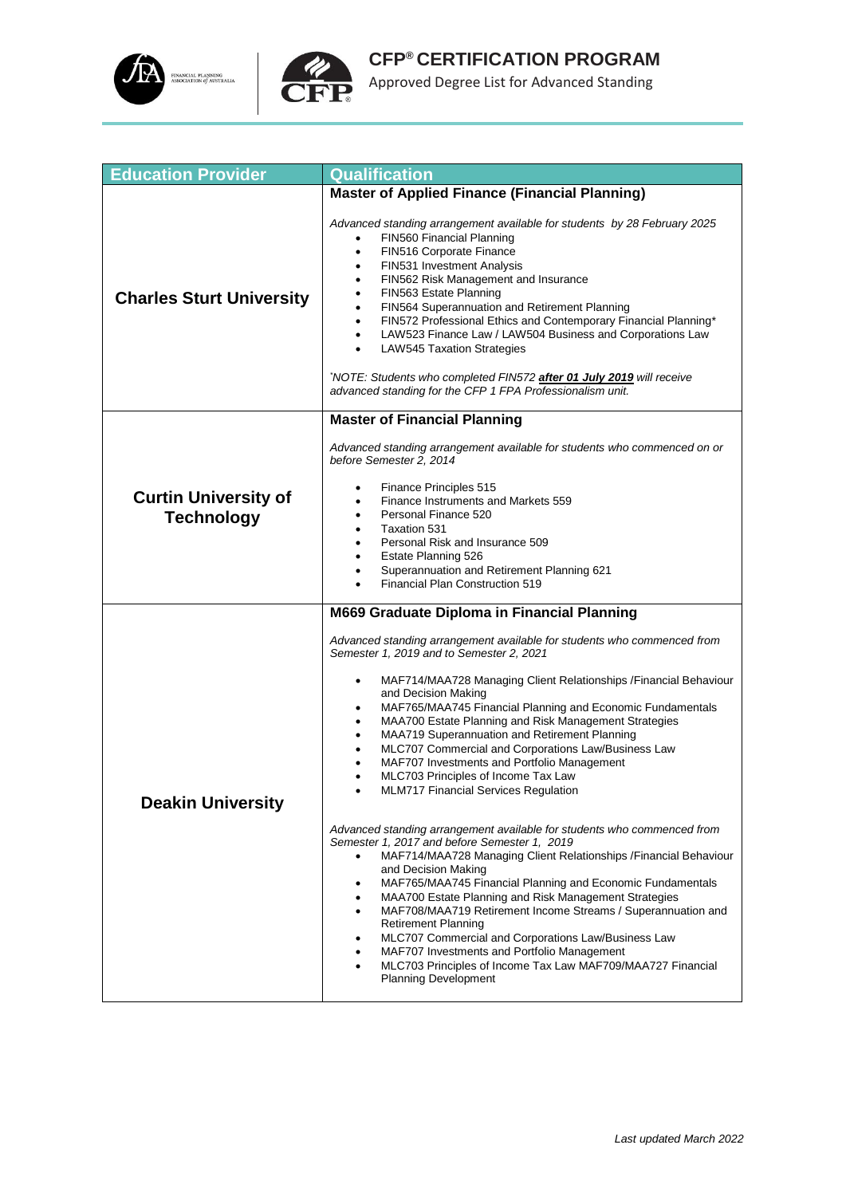| Education Provider | Qualification |
|---|---|
| **Charles Sturt University** | **Master of Applied Finance (Financial Planning)**<br><br>*Advanced standing arrangement available for students by 28 February 2025*<br>• FIN560 Financial Planning<br>• FIN516 Corporate Finance<br>• FIN531 Investment Analysis<br>• FIN562 Risk Management and Insurance<br>• FIN563 Estate Planning<br>• FIN564 Superannuation and Retirement Planning<br>• FIN572 Professional Ethics and Contemporary Financial Planning*<br>• LAW523 Finance Law / LAW504 Business and Corporations Law<br>• LAW545 Taxation Strategies<br><br>*\*NOTE: Students who completed FIN572 **after 01 July 2019** will receive advanced standing for the CFP 1 FPA Professionalism unit.* |
| **Curtin University of Technology** | **Master of Financial Planning**<br><br>*Advanced standing arrangement available for students who commenced on or before Semester 2, 2014*<br><br>• Finance Principles 515<br>• Finance Instruments and Markets 559<br>• Personal Finance 520<br>• Taxation 531<br>• Personal Risk and Insurance 509<br>• Estate Planning 526<br>• Superannuation and Retirement Planning 621<br>• Financial Plan Construction 519 |
| **Deakin University** | **M669 Graduate Diploma in Financial Planning**<br><br>*Advanced standing arrangement available for students who commenced from Semester 1, 2019 and to Semester 2, 2021*<br><br>• MAF714/MAA728 Managing Client Relationships /Financial Behaviour and Decision Making<br>• MAF765/MAA745 Financial Planning and Economic Fundamentals<br>• MAA700 Estate Planning and Risk Management Strategies<br>• MAA719 Superannuation and Retirement Planning<br>• MLC707 Commercial and Corporations Law/Business Law<br>• MAF707 Investments and Portfolio Management<br>• MLC703 Principles of Income Tax Law<br>• MLM717 Financial Services Regulation<br><br>*Advanced standing arrangement available for students who commenced from Semester 1, 2017 and before Semester 1, 2019*<br>• MAF714/MAA728 Managing Client Relationships /Financial Behaviour and Decision Making<br>• MAF765/MAA745 Financial Planning and Economic Fundamentals<br>• MAA700 Estate Planning and Risk Management Strategies<br>• MAF708/MAA719 Retirement Income Streams / Superannuation and Retirement Planning<br>• MLC707 Commercial and Corporations Law/Business Law<br>• MAF707 Investments and Portfolio Management<br>• MLC703 Principles of Income Tax Law MAF709/MAA727 Financial Planning Development |

*Last updated March 2022*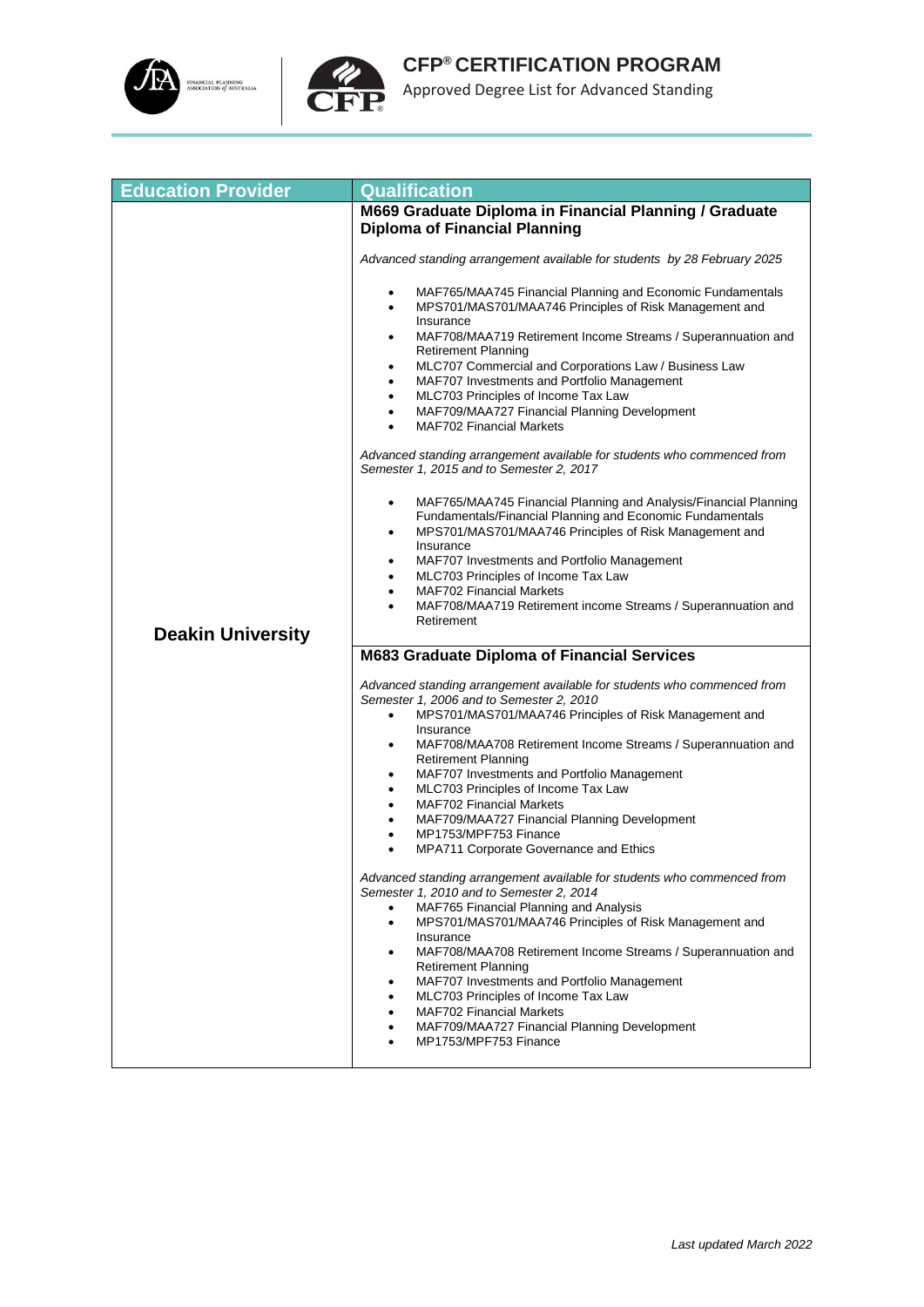| Education Provider | Qualification |
|---|---|
| **Deakin University** | **M669 Graduate Diploma in Financial Planning / Graduate Diploma of Financial Planning**<br><br>*Advanced standing arrangement available for students by 28 February 2025*<br><br>• MAF765/MAA745 Financial Planning and Economic Fundamentals<br>• MPS701/MAS701/MAA746 Principles of Risk Management and Insurance<br>• MAF708/MAA719 Retirement Income Streams / Superannuation and Retirement Planning<br>• MLC707 Commercial and Corporations Law / Business Law<br>• MAF707 Investments and Portfolio Management<br>• MLC703 Principles of Income Tax Law<br>• MAF709/MAA727 Financial Planning Development<br>• MAF702 Financial Markets<br><br>*Advanced standing arrangement available for students who commenced from Semester 1, 2015 and to Semester 2, 2017*<br><br>• MAF765/MAA745 Financial Planning and Analysis/Financial Planning Fundamentals/Financial Planning and Economic Fundamentals<br>• MPS701/MAS701/MAA746 Principles of Risk Management and Insurance<br>• MAF707 Investments and Portfolio Management<br>• MLC703 Principles of Income Tax Law<br>• MAF702 Financial Markets<br>• MAF708/MAA719 Retirement income Streams / Superannuation and Retirement |
| | **M683 Graduate Diploma of Financial Services**<br><br>*Advanced standing arrangement available for students who commenced from Semester 1, 2006 and to Semester 2, 2010*<br>• MPS701/MAS701/MAA746 Principles of Risk Management and Insurance<br>• MAF708/MAA708 Retirement Income Streams / Superannuation and Retirement Planning<br>• MAF707 Investments and Portfolio Management<br>• MLC703 Principles of Income Tax Law<br>• MAF702 Financial Markets<br>• MAF709/MAA727 Financial Planning Development<br>• MP1753/MPF753 Finance<br>• MPA711 Corporate Governance and Ethics<br><br>*Advanced standing arrangement available for students who commenced from Semester 1, 2010 and to Semester 2, 2014*<br>• MAF765 Financial Planning and Analysis<br>• MPS701/MAS701/MAA746 Principles of Risk Management and Insurance<br>• MAF708/MAA708 Retirement Income Streams / Superannuation and Retirement Planning<br>• MAF707 Investments and Portfolio Management<br>• MLC703 Principles of Income Tax Law<br>• MAF702 Financial Markets<br>• MAF709/MAA727 Financial Planning Development<br>• MP1753/MPF753 Finance |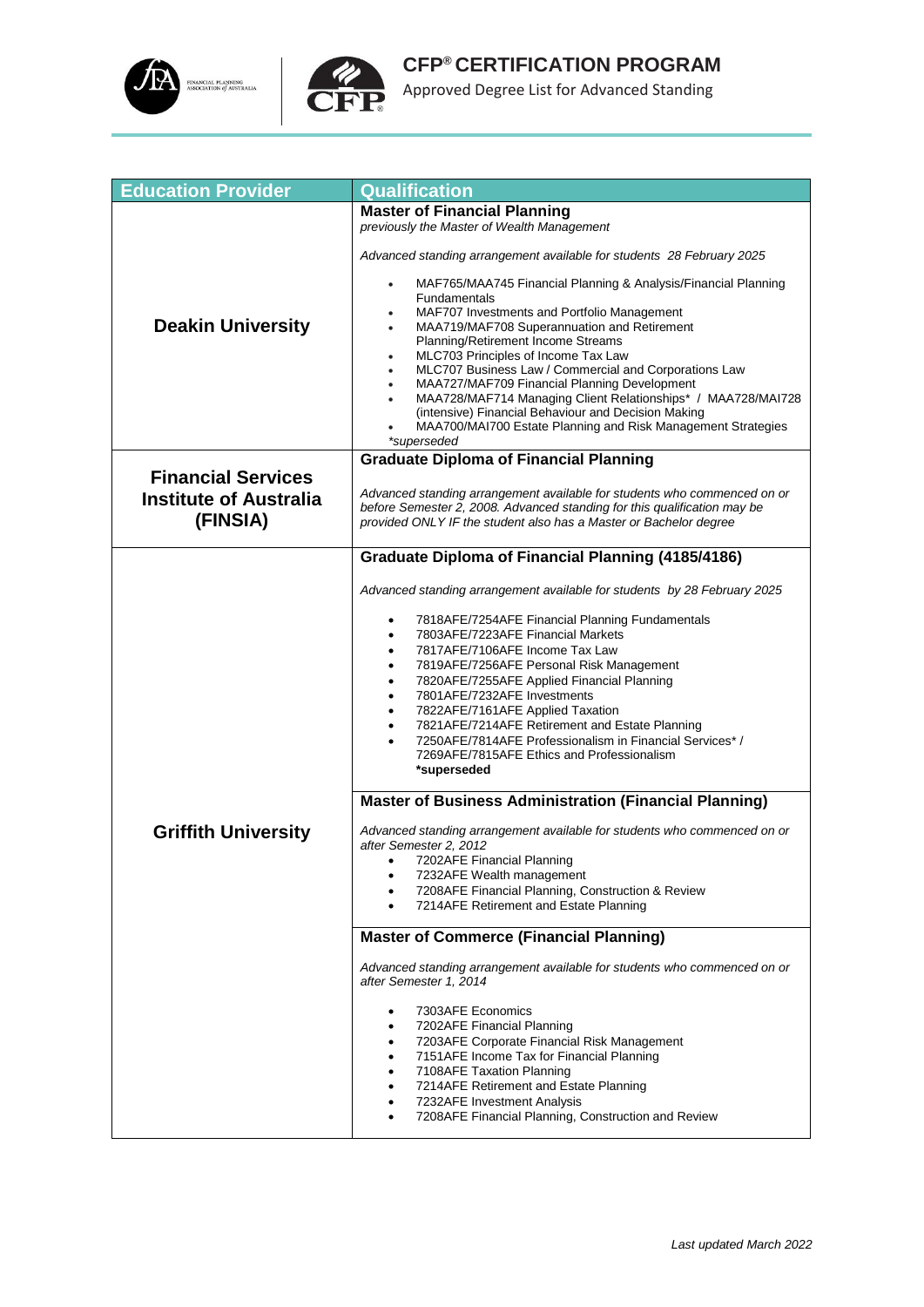# CFP® CERTIFICATION PROGRAM

Approved Degree List for Advanced Standing

| Education Provider | Qualification |
|---|---|
| **Deakin University** | **Master of Financial Planning**<br>*previously the Master of Wealth Management*<br><br>*Advanced standing arrangement available for students 28 February 2025*<br><br>• MAF765/MAA745 Financial Planning & Analysis/Financial Planning Fundamentals<br>• MAF707 Investments and Portfolio Management<br>• MAA719/MAF708 Superannuation and Retirement Planning/Retirement Income Streams<br>• MLC703 Principles of Income Tax Law<br>• MLC707 Business Law / Commercial and Corporations Law<br>• MAA727/MAF709 Financial Planning Development<br>• MAA728/MAF714 Managing Client Relationships* / MAA728/MAI728 (intensive) Financial Behaviour and Decision Making<br>• MAA700/MAI700 Estate Planning and Risk Management Strategies<br>*\*superseded* |
| **Financial Services Institute of Australia (FINSIA)** | **Graduate Diploma of Financial Planning**<br><br>*Advanced standing arrangement available for students who commenced on or before Semester 2, 2008. Advanced standing for this qualification may be provided ONLY IF the student also has a Master or Bachelor degree* |
| **Griffith University** | **Graduate Diploma of Financial Planning (4185/4186)**<br><br>*Advanced standing arrangement available for students by 28 February 2025*<br><br>• 7818AFE/7254AFE Financial Planning Fundamentals<br>• 7803AFE/7223AFE Financial Markets<br>• 7817AFE/7106AFE Income Tax Law<br>• 7819AFE/7256AFE Personal Risk Management<br>• 7820AFE/7255AFE Applied Financial Planning<br>• 7801AFE/7232AFE Investments<br>• 7822AFE/7161AFE Applied Taxation<br>• 7821AFE/7214AFE Retirement and Estate Planning<br>• 7250AFE/7814AFE Professionalism in Financial Services* / 7269AFE/7815AFE Ethics and Professionalism<br>**\*superseded**<br><br>**Master of Business Administration (Financial Planning)**<br><br>*Advanced standing arrangement available for students who commenced on or after Semester 2, 2012*<br>• 7202AFE Financial Planning<br>• 7232AFE Wealth management<br>• 7208AFE Financial Planning, Construction & Review<br>• 7214AFE Retirement and Estate Planning<br><br>**Master of Commerce (Financial Planning)**<br><br>*Advanced standing arrangement available for students who commenced on or after Semester 1, 2014*<br><br>• 7303AFE Economics<br>• 7202AFE Financial Planning<br>• 7203AFE Corporate Financial Risk Management<br>• 7151AFE Income Tax for Financial Planning<br>• 7108AFE Taxation Planning<br>• 7214AFE Retirement and Estate Planning<br>• 7232AFE Investment Analysis<br>• 7208AFE Financial Planning, Construction and Review |

*Last updated March 2022*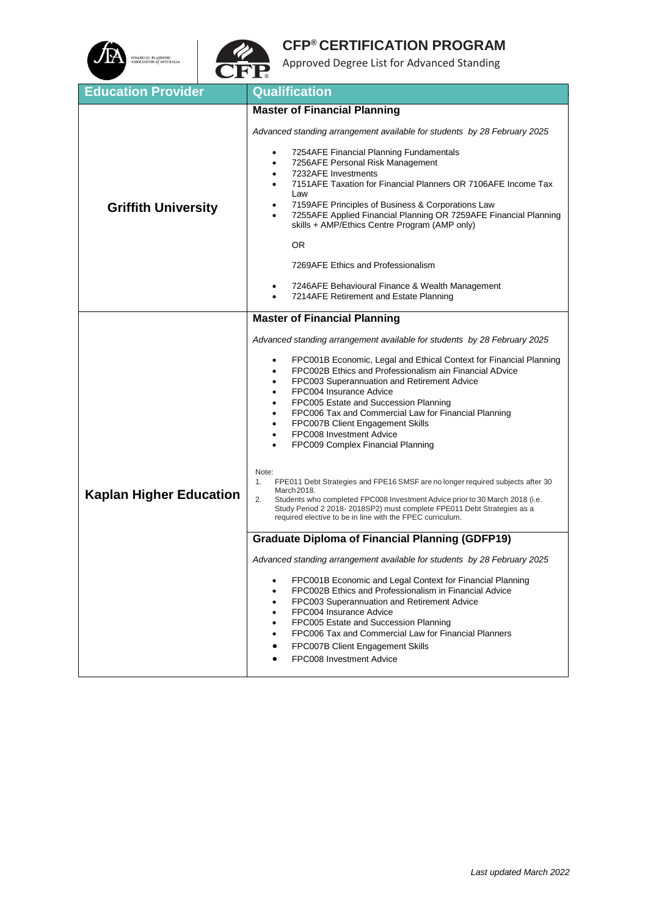# CFP® CERTIFICATION PROGRAM

Approved Degree List for Advanced Standing

| Education Provider | Qualification |
|---|---|
| **Griffith University** | **Master of Financial Planning**<br><br>*Advanced standing arrangement available for students by 28 February 2025*<br><br>• 7254AFE Financial Planning Fundamentals<br>• 7256AFE Personal Risk Management<br>• 7232AFE Investments<br>• 7151AFE Taxation for Financial Planners OR 7106AFE Income Tax Law<br>• 7159AFE Principles of Business & Corporations Law<br>• 7255AFE Applied Financial Planning OR 7259AFE Financial Planning skills + AMP/Ethics Centre Program (AMP only)<br><br>OR<br><br>7269AFE Ethics and Professionalism<br><br>• 7246AFE Behavioural Finance & Wealth Management<br>• 7214AFE Retirement and Estate Planning |
| **Kaplan Higher Education** | **Master of Financial Planning**<br><br>*Advanced standing arrangement available for students by 28 February 2025*<br><br>• FPC001B Economic, Legal and Ethical Context for Financial Planning<br>• FPC002B Ethics and Professionalism ain Financial ADvice<br>• FPC003 Superannuation and Retirement Advice<br>• FPC004 Insurance Advice<br>• FPC005 Estate and Succession Planning<br>• FPC006 Tax and Commercial Law for Financial Planning<br>• FPC007B Client Engagement Skills<br>• FPC008 Investment Advice<br>• FPC009 Complex Financial Planning<br><br>Note:<br>1. FPE011 Debt Strategies and FPE16 SMSF are no longer required subjects after 30 March 2018.<br>2. Students who completed FPC008 Investment Advice prior to 30 March 2018 (i.e. Study Period 2 2018- 2018SP2) must complete FPE011 Debt Strategies as a required elective to be in line with the FPEC curriculum. |
| | **Graduate Diploma of Financial Planning (GDFP19)**<br><br>*Advanced standing arrangement available for students by 28 February 2025*<br><br>• FPC001B Economic and Legal Context for Financial Planning<br>• FPC002B Ethics and Professionalism in Financial Advice<br>• FPC003 Superannuation and Retirement Advice<br>• FPC004 Insurance Advice<br>• FPC005 Estate and Succession Planning<br>• FPC006 Tax and Commercial Law for Financial Planners<br>• FPC007B Client Engagement Skills<br>• FPC008 Investment Advice |

*Last updated March 2022*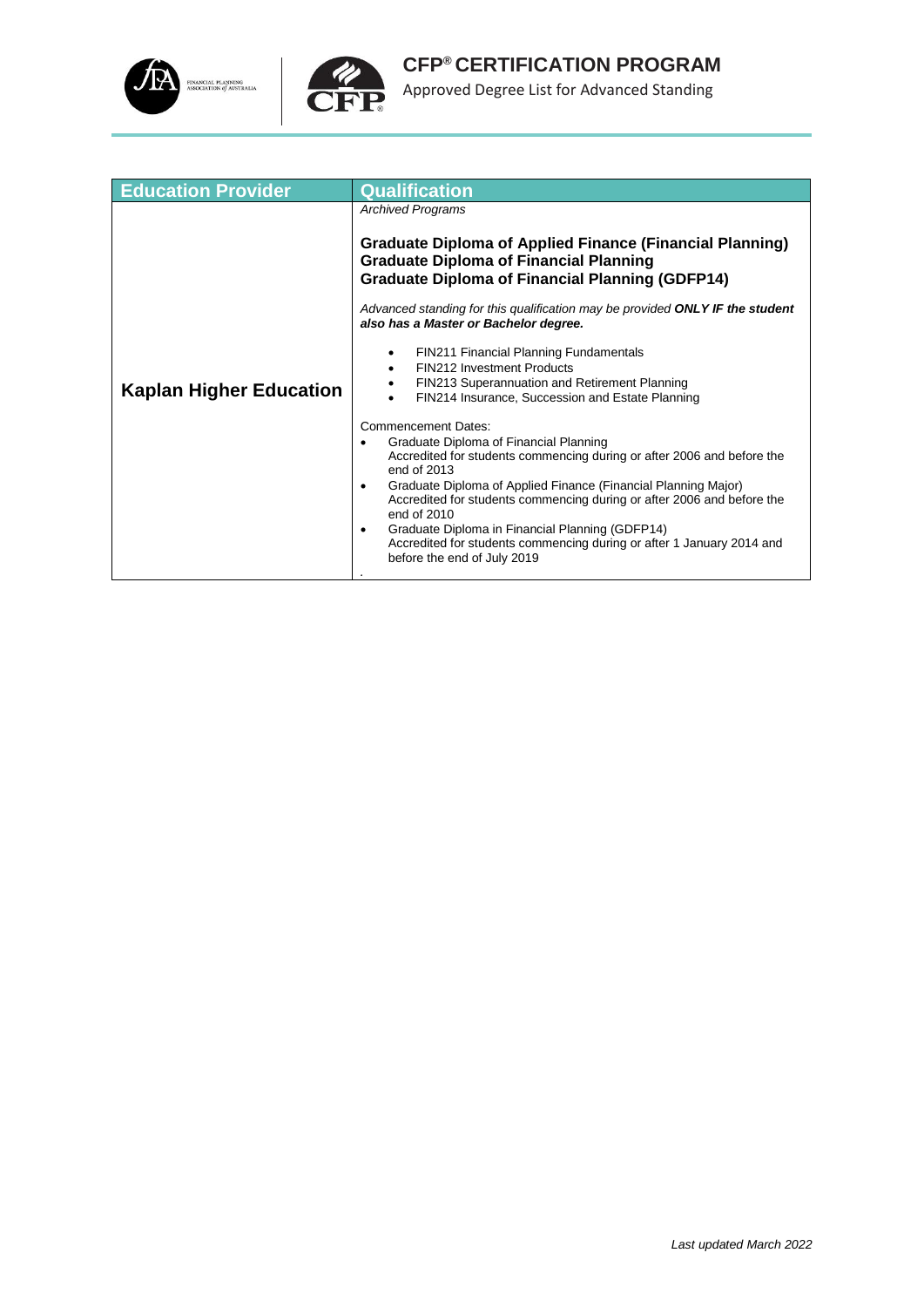| Education Provider | Qualification |
| --- | --- |
| **Kaplan Higher Education** | *Archived Programs*<br><br>**Graduate Diploma of Applied Finance (Financial Planning)**<br>**Graduate Diploma of Financial Planning**<br>**Graduate Diploma of Financial Planning (GDFP14)**<br><br>*Advanced standing for this qualification may be provided* ***ONLY IF the student also has a Master or Bachelor degree.***<br><br>• FIN211 Financial Planning Fundamentals<br>• FIN212 Investment Products<br>• FIN213 Superannuation and Retirement Planning<br>• FIN214 Insurance, Succession and Estate Planning<br><br>Commencement Dates:<br>• Graduate Diploma of Financial Planning<br>Accredited for students commencing during or after 2006 and before the end of 2013<br>• Graduate Diploma of Applied Finance (Financial Planning Major)<br>Accredited for students commencing during or after 2006 and before the end of 2010<br>• Graduate Diploma in Financial Planning (GDFP14)<br>Accredited for students commencing during or after 1 January 2014 and before the end of July 2019<br>. |

*Last updated March 2022*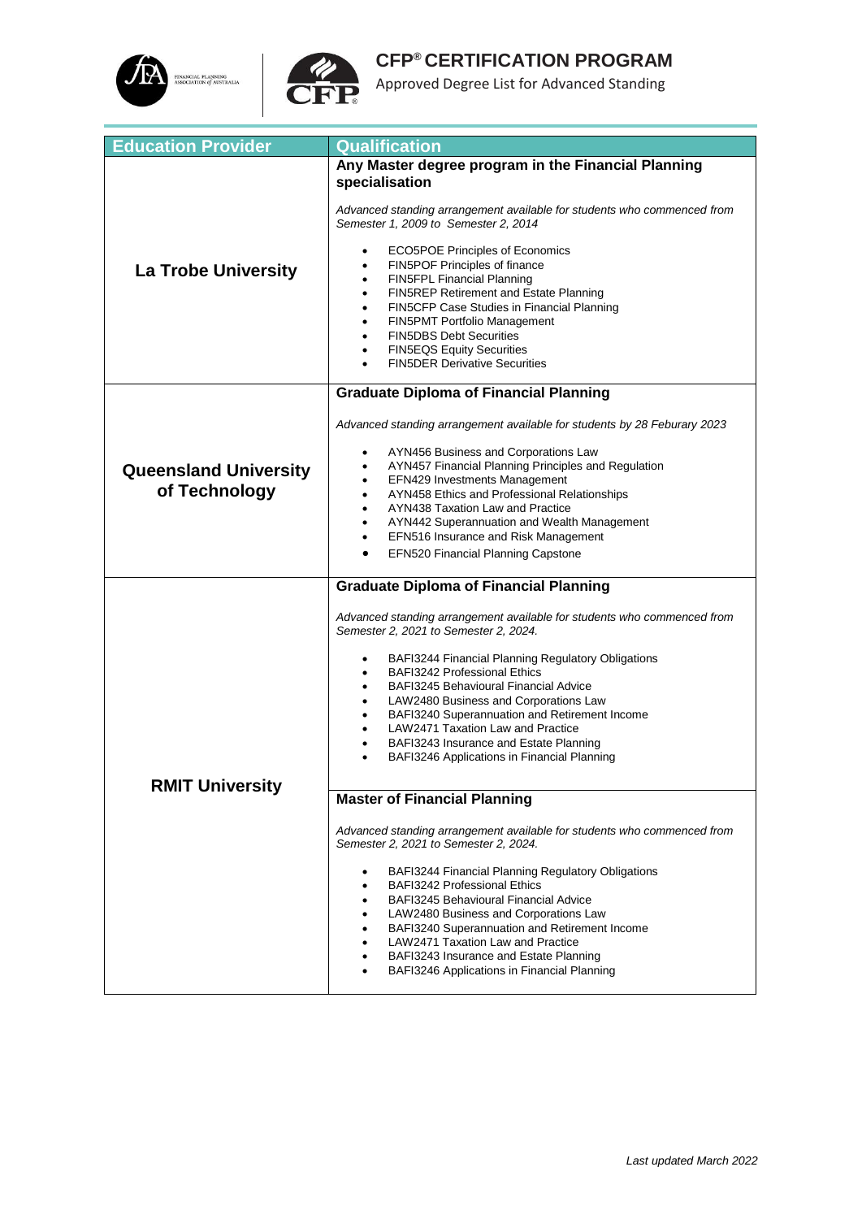# CFP® CERTIFICATION PROGRAM

Approved Degree List for Advanced Standing

| Education Provider | Qualification |
| --- | --- |
| **La Trobe University** | **Any Master degree program in the Financial Planning specialisation**<br><br>*Advanced standing arrangement available for students who commenced from Semester 1, 2009 to Semester 2, 2014*<br><br>• ECO5POE Principles of Economics<br>• FIN5POF Principles of finance<br>• FIN5FPL Financial Planning<br>• FIN5REP Retirement and Estate Planning<br>• FIN5CFP Case Studies in Financial Planning<br>• FIN5PMT Portfolio Management<br>• FIN5DBS Debt Securities<br>• FIN5EQS Equity Securities<br>• FIN5DER Derivative Securities |
| **Queensland University of Technology** | **Graduate Diploma of Financial Planning**<br><br>*Advanced standing arrangement available for students by 28 Feburary 2023*<br><br>• AYN456 Business and Corporations Law<br>• AYN457 Financial Planning Principles and Regulation<br>• EFN429 Investments Management<br>• AYN458 Ethics and Professional Relationships<br>• AYN438 Taxation Law and Practice<br>• AYN442 Superannuation and Wealth Management<br>• EFN516 Insurance and Risk Management<br>• EFN520 Financial Planning Capstone |
| **RMIT University** | **Graduate Diploma of Financial Planning**<br><br>*Advanced standing arrangement available for students who commenced from Semester 2, 2021 to Semester 2, 2024.*<br><br>• BAFI3244 Financial Planning Regulatory Obligations<br>• BAFI3242 Professional Ethics<br>• BAFI3245 Behavioural Financial Advice<br>• LAW2480 Business and Corporations Law<br>• BAFI3240 Superannuation and Retirement Income<br>• LAW2471 Taxation Law and Practice<br>• BAFI3243 Insurance and Estate Planning<br>• BAFI3246 Applications in Financial Planning |
| | **Master of Financial Planning**<br><br>*Advanced standing arrangement available for students who commenced from Semester 2, 2021 to Semester 2, 2024.*<br><br>• BAFI3244 Financial Planning Regulatory Obligations<br>• BAFI3242 Professional Ethics<br>• BAFI3245 Behavioural Financial Advice<br>• LAW2480 Business and Corporations Law<br>• BAFI3240 Superannuation and Retirement Income<br>• LAW2471 Taxation Law and Practice<br>• BAFI3243 Insurance and Estate Planning<br>• BAFI3246 Applications in Financial Planning |

*Last updated March 2022*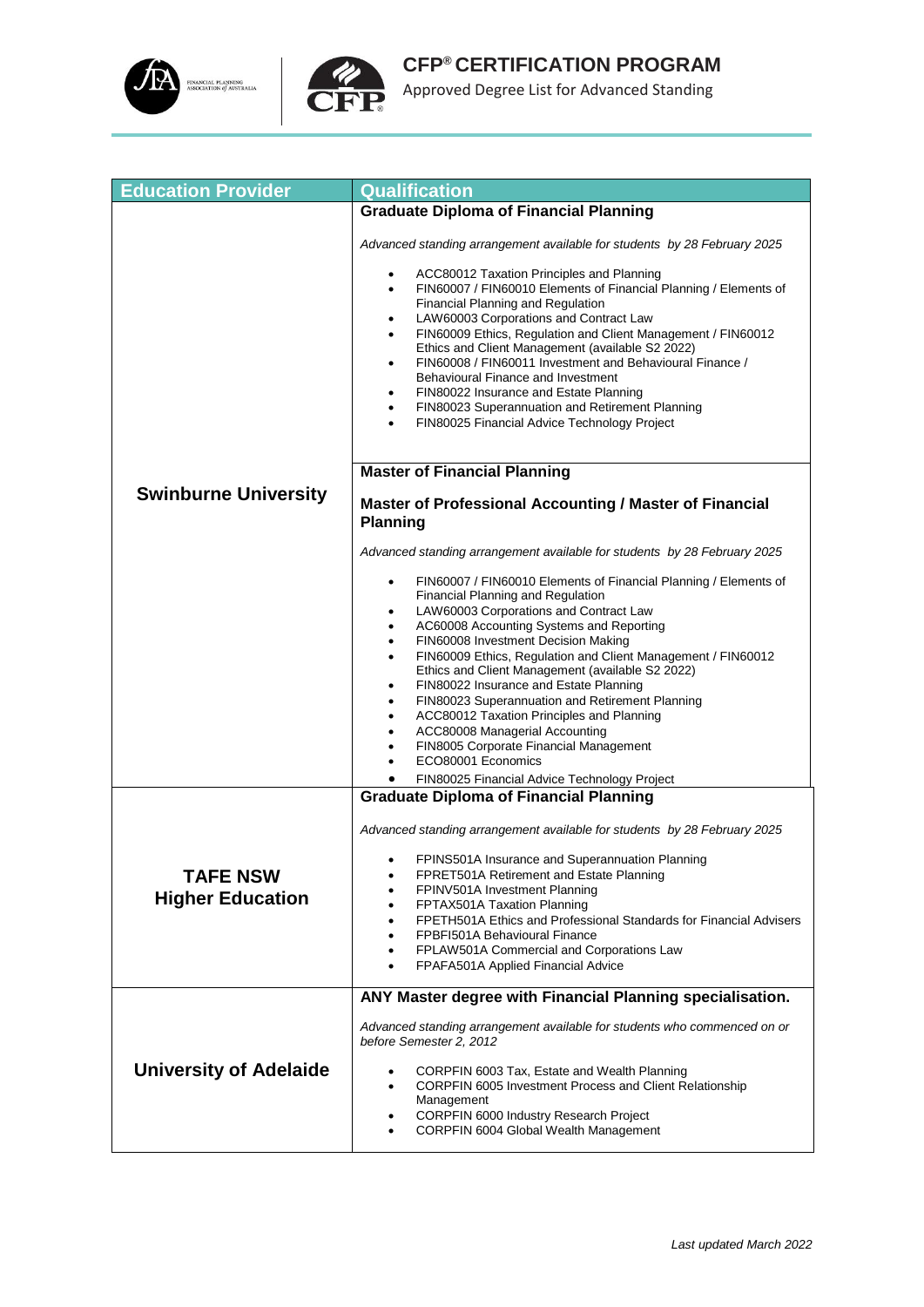| Education Provider | Qualification |
|---|---|
| **Swinburne University** | **Graduate Diploma of Financial Planning**<br><br>*Advanced standing arrangement available for students by 28 February 2025*<br><br>• ACC80012 Taxation Principles and Planning<br>• FIN60007 / FIN60010 Elements of Financial Planning / Elements of Financial Planning and Regulation<br>• LAW60003 Corporations and Contract Law<br>• FIN60009 Ethics, Regulation and Client Management / FIN60012 Ethics and Client Management (available S2 2022)<br>• FIN60008 / FIN60011 Investment and Behavioural Finance / Behavioural Finance and Investment<br>• FIN80022 Insurance and Estate Planning<br>• FIN80023 Superannuation and Retirement Planning<br>• FIN80025 Financial Advice Technology Project<br><br>**Master of Financial Planning**<br><br>**Master of Professional Accounting / Master of Financial Planning**<br><br>*Advanced standing arrangement available for students by 28 February 2025*<br><br>• FIN60007 / FIN60010 Elements of Financial Planning / Elements of Financial Planning and Regulation<br>• LAW60003 Corporations and Contract Law<br>• AC60008 Accounting Systems and Reporting<br>• FIN60008 Investment Decision Making<br>• FIN60009 Ethics, Regulation and Client Management / FIN60012 Ethics and Client Management (available S2 2022)<br>• FIN80022 Insurance and Estate Planning<br>• FIN80023 Superannuation and Retirement Planning<br>• ACC80012 Taxation Principles and Planning<br>• ACC80008 Managerial Accounting<br>• FIN8005 Corporate Financial Management<br>• ECO80001 Economics<br>• FIN80025 Financial Advice Technology Project |
| **TAFE NSW Higher Education** | **Graduate Diploma of Financial Planning**<br><br>*Advanced standing arrangement available for students by 28 February 2025*<br><br>• FPINS501A Insurance and Superannuation Planning<br>• FPRET501A Retirement and Estate Planning<br>• FPINV501A Investment Planning<br>• FPTAX501A Taxation Planning<br>• FPETH501A Ethics and Professional Standards for Financial Advisers<br>• FPBFI501A Behavioural Finance<br>• FPLAW501A Commercial and Corporations Law<br>• FPAFA501A Applied Financial Advice |
| **University of Adelaide** | **ANY Master degree with Financial Planning specialisation.**<br><br>*Advanced standing arrangement available for students who commenced on or before Semester 2, 2012*<br><br>• CORPFIN 6003 Tax, Estate and Wealth Planning<br>• CORPFIN 6005 Investment Process and Client Relationship Management<br>• CORPFIN 6000 Industry Research Project<br>• CORPFIN 6004 Global Wealth Management |

*Last updated March 2022*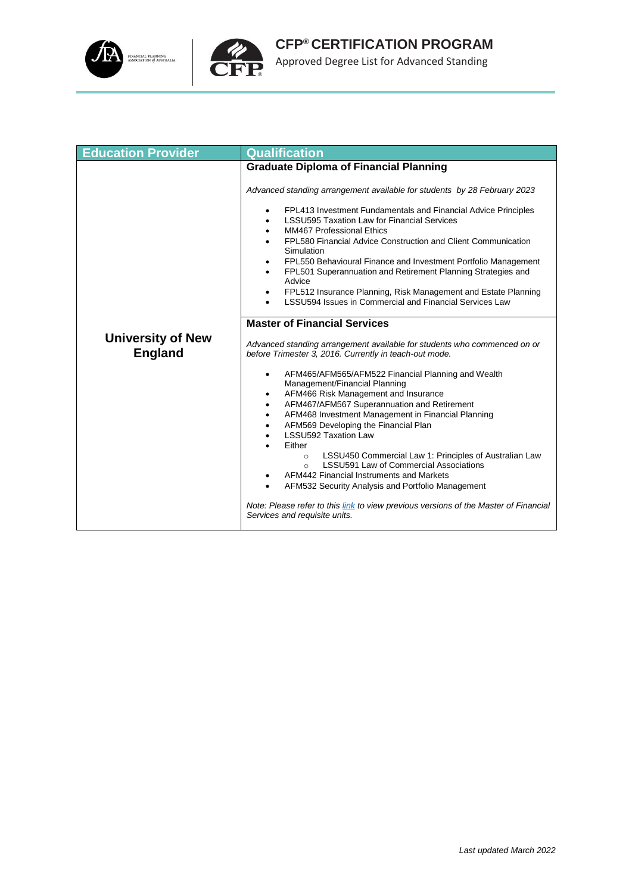# CFP® CERTIFICATION PROGRAM

Approved Degree List for Advanced Standing

| Education Provider | Qualification |
| --- | --- |
| **University of New England** | **Graduate Diploma of Financial Planning**<br><br>*Advanced standing arrangement available for students by 28 February 2023*<br><br>• FPL413 Investment Fundamentals and Financial Advice Principles<br>• LSSU595 Taxation Law for Financial Services<br>• MM467 Professional Ethics<br>• FPL580 Financial Advice Construction and Client Communication Simulation<br>• FPL550 Behavioural Finance and Investment Portfolio Management<br>• FPL501 Superannuation and Retirement Planning Strategies and Advice<br>• FPL512 Insurance Planning, Risk Management and Estate Planning<br>• LSSU594 Issues in Commercial and Financial Services Law |
| | **Master of Financial Services**<br><br>*Advanced standing arrangement available for students who commenced on or before Trimester 3, 2016. Currently in teach-out mode.*<br><br>• AFM465/AFM565/AFM522 Financial Planning and Wealth Management/Financial Planning<br>• AFM466 Risk Management and Insurance<br>• AFM467/AFM567 Superannuation and Retirement<br>• AFM468 Investment Management in Financial Planning<br>• AFM569 Developing the Financial Plan<br>• LSSU592 Taxation Law<br>• Either<br>&nbsp;&nbsp;&nbsp;&nbsp;○ LSSU450 Commercial Law 1: Principles of Australian Law<br>&nbsp;&nbsp;&nbsp;&nbsp;○ LSSU591 Law of Commercial Associations<br>• AFM442 Financial Instruments and Markets<br>• AFM532 Security Analysis and Portfolio Management<br><br>*Note: Please refer to this link to view previous versions of the Master of Financial Services and requisite units.* |

*Last updated March 2022*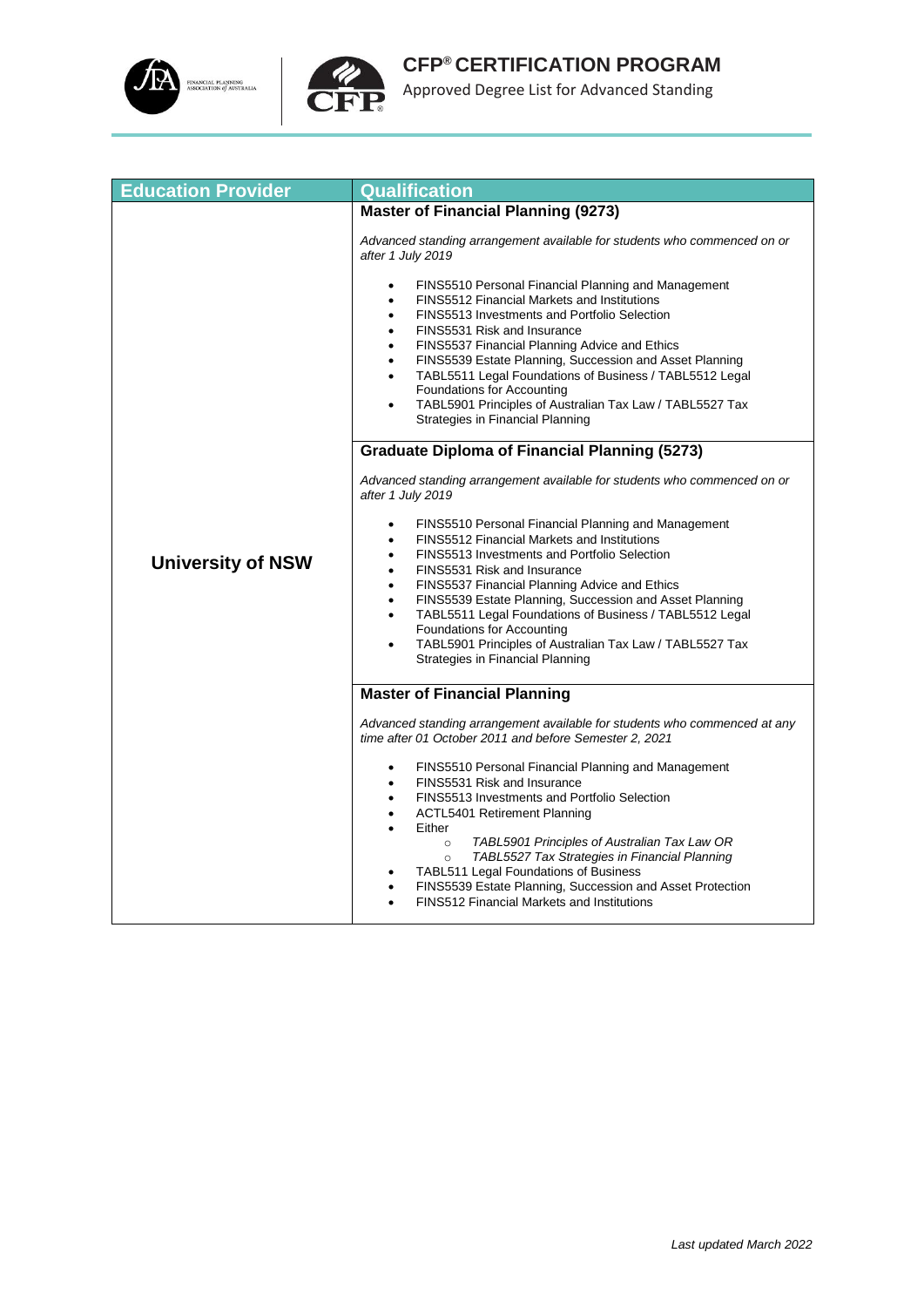| Education Provider | Qualification |
| --- | --- |
| **University of NSW** | **Master of Financial Planning (9273)**<br><br>*Advanced standing arrangement available for students who commenced on or after 1 July 2019*<br><br>• FINS5510 Personal Financial Planning and Management<br>• FINS5512 Financial Markets and Institutions<br>• FINS5513 Investments and Portfolio Selection<br>• FINS5531 Risk and Insurance<br>• FINS5537 Financial Planning Advice and Ethics<br>• FINS5539 Estate Planning, Succession and Asset Planning<br>• TABL5511 Legal Foundations of Business / TABL5512 Legal Foundations for Accounting<br>• TABL5901 Principles of Australian Tax Law / TABL5527 Tax Strategies in Financial Planning |
| | **Graduate Diploma of Financial Planning (5273)**<br><br>*Advanced standing arrangement available for students who commenced on or after 1 July 2019*<br><br>• FINS5510 Personal Financial Planning and Management<br>• FINS5512 Financial Markets and Institutions<br>• FINS5513 Investments and Portfolio Selection<br>• FINS5531 Risk and Insurance<br>• FINS5537 Financial Planning Advice and Ethics<br>• FINS5539 Estate Planning, Succession and Asset Planning<br>• TABL5511 Legal Foundations of Business / TABL5512 Legal Foundations for Accounting<br>• TABL5901 Principles of Australian Tax Law / TABL5527 Tax Strategies in Financial Planning |
| | **Master of Financial Planning**<br><br>*Advanced standing arrangement available for students who commenced at any time after 01 October 2011 and before Semester 2, 2021*<br><br>• FINS5510 Personal Financial Planning and Management<br>• FINS5531 Risk and Insurance<br>• FINS5513 Investments and Portfolio Selection<br>• ACTL5401 Retirement Planning<br>• Either<br>&nbsp;&nbsp;&nbsp;&nbsp;○ *TABL5901 Principles of Australian Tax Law OR*<br>&nbsp;&nbsp;&nbsp;&nbsp;○ *TABL5527 Tax Strategies in Financial Planning*<br>• TABL511 Legal Foundations of Business<br>• FINS5539 Estate Planning, Succession and Asset Protection<br>• FINS512 Financial Markets and Institutions |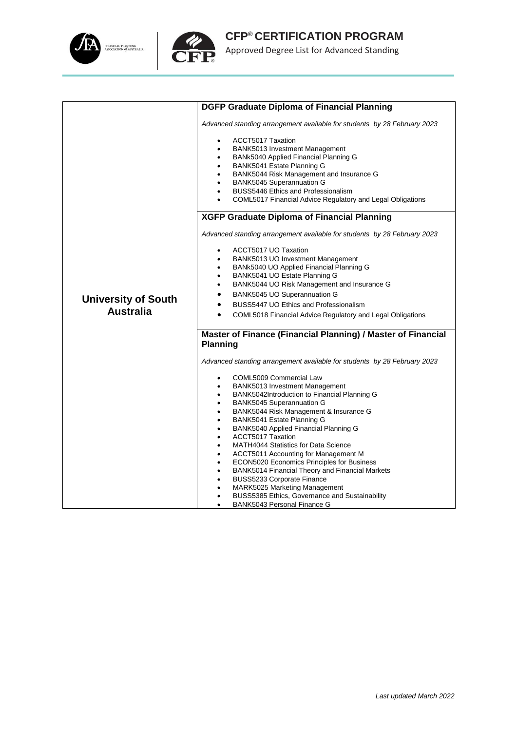| | |
|---|---|
| **University of South Australia** | **DGFP Graduate Diploma of Financial Planning**<br><br>*Advanced standing arrangement available for students by 28 February 2023*<br><br>• ACCT5017 Taxation<br>• BANK5013 Investment Management<br>• BANk5040 Applied Financial Planning G<br>• BANK5041 Estate Planning G<br>• BANK5044 Risk Management and Insurance G<br>• BANK5045 Superannuation G<br>• BUSS5446 Ethics and Professionalism<br>• COML5017 Financial Advice Regulatory and Legal Obligations |
| | **XGFP Graduate Diploma of Financial Planning**<br><br>*Advanced standing arrangement available for students by 28 February 2023*<br><br>• ACCT5017 UO Taxation<br>• BANK5013 UO Investment Management<br>• BANk5040 UO Applied Financial Planning G<br>• BANK5041 UO Estate Planning G<br>• BANK5044 UO Risk Management and Insurance G<br>• BANK5045 UO Superannuation G<br>• BUSS5447 UO Ethics and Professionalism<br>• COML5018 Financial Advice Regulatory and Legal Obligations |
| | **Master of Finance (Financial Planning) / Master of Financial Planning**<br><br>*Advanced standing arrangement available for students by 28 February 2023*<br><br>• COML5009 Commercial Law<br>• BANK5013 Investment Management<br>• BANK5042Introduction to Financial Planning G<br>• BANK5045 Superannuation G<br>• BANK5044 Risk Management & Insurance G<br>• BANK5041 Estate Planning G<br>• BANK5040 Applied Financial Planning G<br>• ACCT5017 Taxation<br>• MATH4044 Statistics for Data Science<br>• ACCT5011 Accounting for Management M<br>• ECON5020 Economics Principles for Business<br>• BANK5014 Financial Theory and Financial Markets<br>• BUSS5233 Corporate Finance<br>• MARK5025 Marketing Management<br>• BUSS5385 Ethics, Governance and Sustainability<br>• BANK5043 Personal Finance G |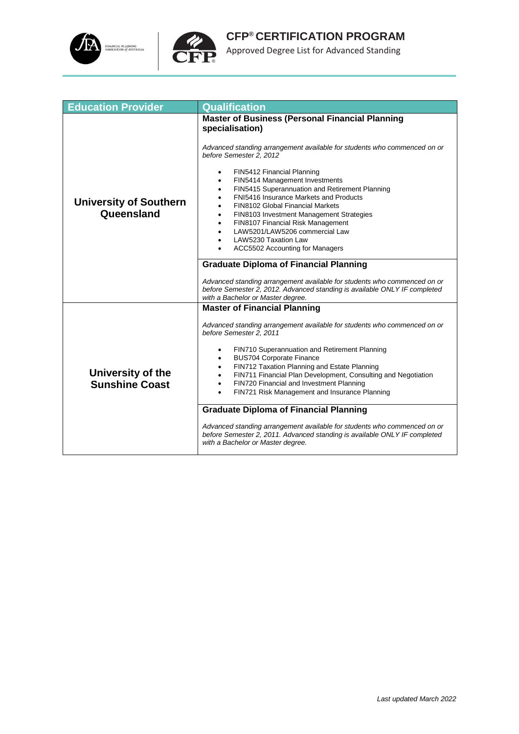# CFP® CERTIFICATION PROGRAM

Approved Degree List for Advanced Standing

| Education Provider | Qualification |
|---|---|
| **University of Southern Queensland** | **Master of Business (Personal Financial Planning specialisation)**<br><br>*Advanced standing arrangement available for students who commenced on or before Semester 2, 2012*<br><br>• FIN5412 Financial Planning<br>• FIN5414 Management Investments<br>• FIN5415 Superannuation and Retirement Planning<br>• FNI5416 Insurance Markets and Products<br>• FIN8102 Global Financial Markets<br>• FIN8103 Investment Management Strategies<br>• FIN8107 Financial Risk Management<br>• LAW5201/LAW5206 commercial Law<br>• LAW5230 Taxation Law<br>• ACC5502 Accounting for Managers |
| | **Graduate Diploma of Financial Planning**<br><br>*Advanced standing arrangement available for students who commenced on or before Semester 2, 2012. Advanced standing is available ONLY IF completed with a Bachelor or Master degree.* |
| **University of the Sunshine Coast** | **Master of Financial Planning**<br><br>*Advanced standing arrangement available for students who commenced on or before Semester 2, 2011*<br><br>• FIN710 Superannuation and Retirement Planning<br>• BUS704 Corporate Finance<br>• FIN712 Taxation Planning and Estate Planning<br>• FIN711 Financial Plan Development, Consulting and Negotiation<br>• FIN720 Financial and Investment Planning<br>• FIN721 Risk Management and Insurance Planning |
| | **Graduate Diploma of Financial Planning**<br><br>*Advanced standing arrangement available for students who commenced on or before Semester 2, 2011. Advanced standing is available ONLY IF completed with a Bachelor or Master degree.* |

*Last updated March 2022*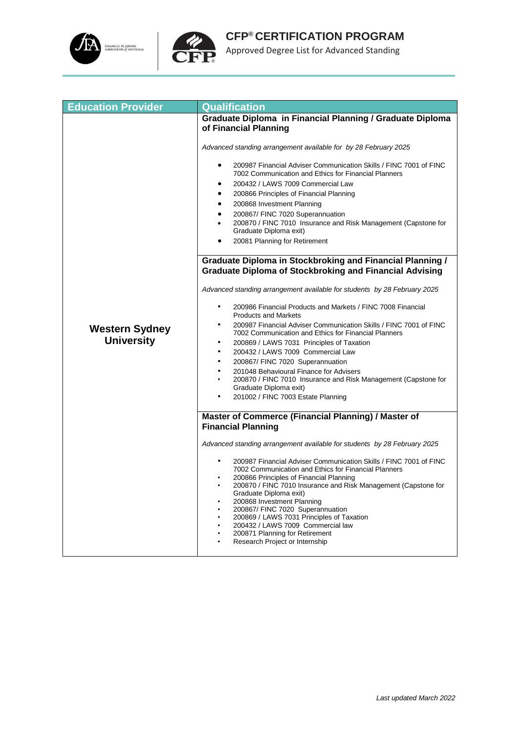| Education Provider | Qualification |
| --- | --- |
| **Western Sydney University** | **Graduate Diploma in Financial Planning / Graduate Diploma of Financial Planning**<br><br>*Advanced standing arrangement available for by 28 February 2025*<br><br>• 200987 Financial Adviser Communication Skills / FINC 7001 of FINC 7002 Communication and Ethics for Financial Planners<br>• 200432 / LAWS 7009 Commercial Law<br>• 200866 Principles of Financial Planning<br>• 200868 Investment Planning<br>• 200867/ FINC 7020 Superannuation<br>• 200870 / FINC 7010 Insurance and Risk Management (Capstone for Graduate Diploma exit)<br>• 20081 Planning for Retirement |
| | **Graduate Diploma in Stockbroking and Financial Planning / Graduate Diploma of Stockbroking and Financial Advising**<br><br>*Advanced standing arrangement available for students by 28 February 2025*<br><br>• 200986 Financial Products and Markets / FINC 7008 Financial Products and Markets<br>• 200987 Financial Adviser Communication Skills / FINC 7001 of FINC 7002 Communication and Ethics for Financial Planners<br>• 200869 / LAWS 7031 Principles of Taxation<br>• 200432 / LAWS 7009 Commercial Law<br>• 200867/ FINC 7020 Superannuation<br>• 201048 Behavioural Finance for Advisers<br>• 200870 / FINC 7010 Insurance and Risk Management (Capstone for Graduate Diploma exit)<br>• 201002 / FINC 7003 Estate Planning |
| | **Master of Commerce (Financial Planning) / Master of Financial Planning**<br><br>*Advanced standing arrangement available for students by 28 February 2025*<br><br>• 200987 Financial Adviser Communication Skills / FINC 7001 of FINC 7002 Communication and Ethics for Financial Planners<br>• 200866 Principles of Financial Planning<br>• 200870 / FINC 7010 Insurance and Risk Management (Capstone for Graduate Diploma exit)<br>• 200868 Investment Planning<br>• 200867/ FINC 7020 Superannuation<br>• 200869 / LAWS 7031 Principles of Taxation<br>• 200432 / LAWS 7009 Commercial law<br>• 200871 Planning for Retirement<br>• Research Project or Internship |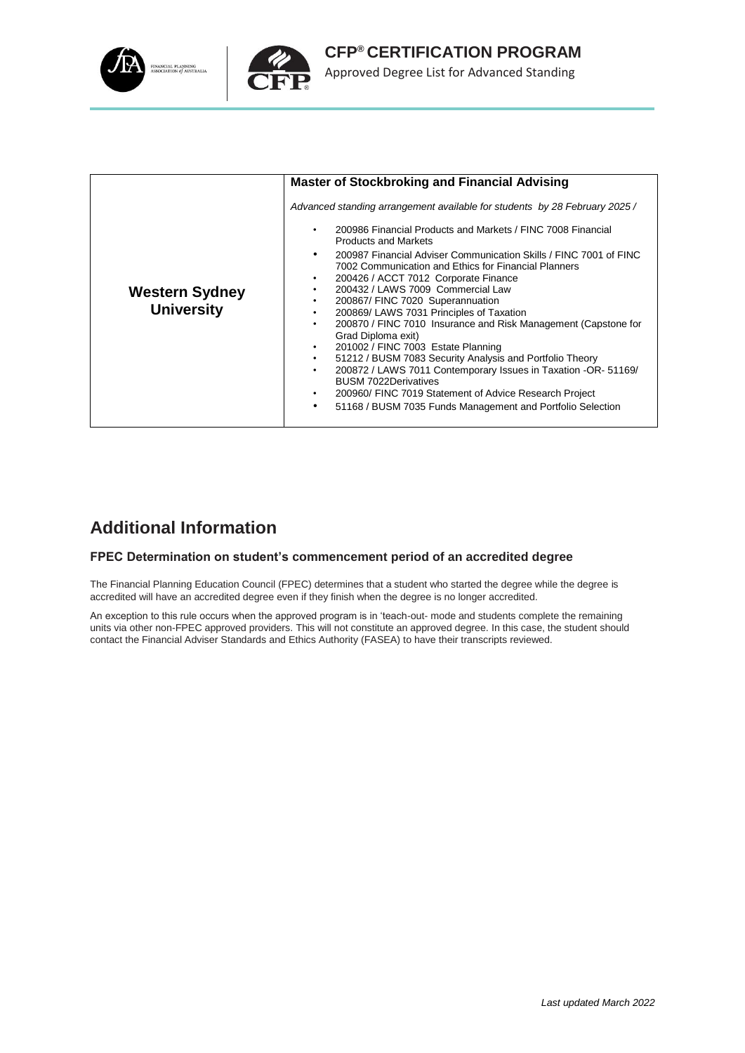| Western Sydney University | **Master of Stockbroking and Financial Advising**<br><br>*Advanced standing arrangement available for students by 28 February 2025 /*<br><br>• 200986 Financial Products and Markets / FINC 7008 Financial Products and Markets<br>• 200987 Financial Adviser Communication Skills / FINC 7001 of FINC 7002 Communication and Ethics for Financial Planners<br>• 200426 / ACCT 7012 Corporate Finance<br>• 200432 / LAWS 7009 Commercial Law<br>• 200867/ FINC 7020 Superannuation<br>• 200869/ LAWS 7031 Principles of Taxation<br>• 200870 / FINC 7010 Insurance and Risk Management (Capstone for Grad Diploma exit)<br>• 201002 / FINC 7003 Estate Planning<br>• 51212 / BUSM 7083 Security Analysis and Portfolio Theory<br>• 200872 / LAWS 7011 Contemporary Issues in Taxation -OR- 51169/ BUSM 7022Derivatives<br>• 200960/ FINC 7019 Statement of Advice Research Project<br>• 51168 / BUSM 7035 Funds Management and Portfolio Selection |
|---|---|

## Additional Information

### FPEC Determination on student's commencement period of an accredited degree

The Financial Planning Education Council (FPEC) determines that a student who started the degree while the degree is accredited will have an accredited degree even if they finish when the degree is no longer accredited.

An exception to this rule occurs when the approved program is in 'teach-out- mode and students complete the remaining units via other non-FPEC approved providers. This will not constitute an approved degree. In this case, the student should contact the Financial Adviser Standards and Ethics Authority (FASEA) to have their transcripts reviewed.

*Last updated March 2022*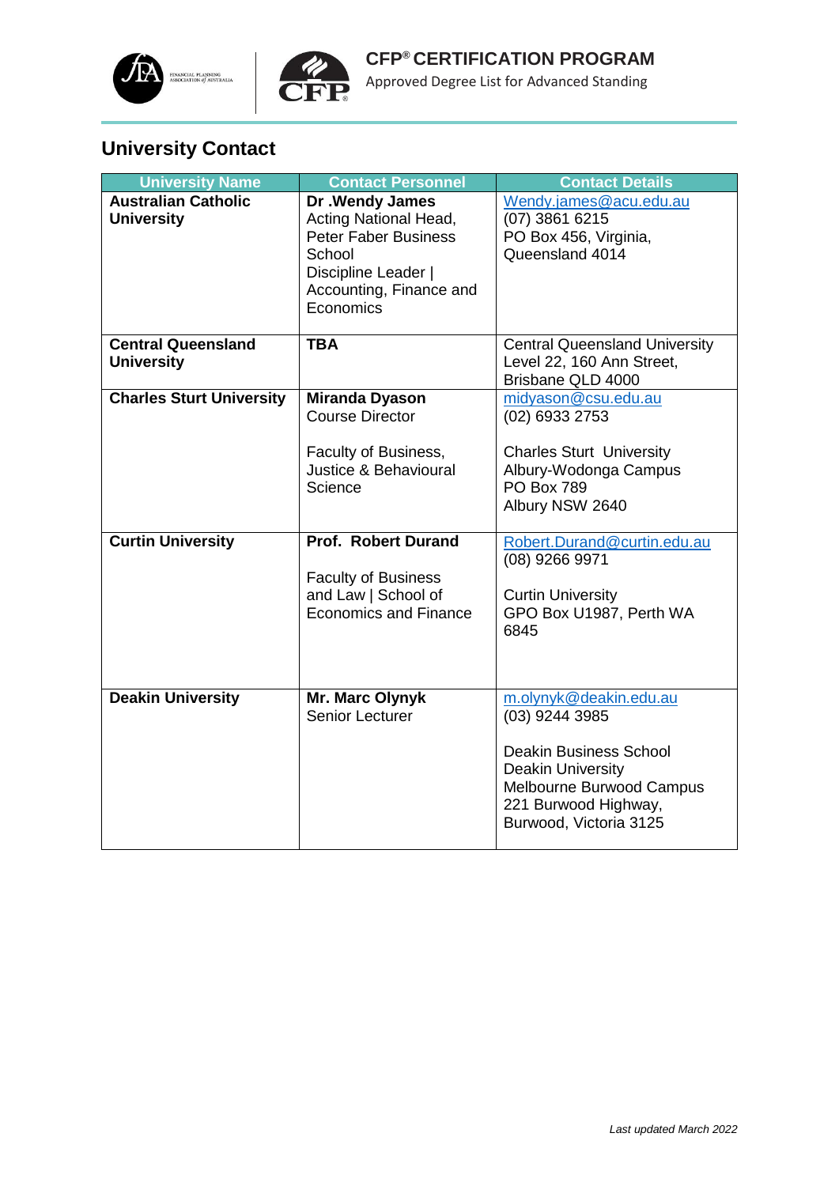## University Contact

| University Name | Contact Personnel | Contact Details |
|---|---|---|
| **Australian Catholic University** | **Dr .Wendy James**<br>Acting National Head, Peter Faber Business School<br>Discipline Leader \| Accounting, Finance and Economics | Wendy.james@acu.edu.au<br>(07) 3861 6215<br>PO Box 456, Virginia, Queensland 4014 |
| **Central Queensland University** | **TBA** | Central Queensland University<br>Level 22, 160 Ann Street, Brisbane QLD 4000 |
| **Charles Sturt University** | **Miranda Dyason**<br>Course Director<br><br>Faculty of Business, Justice & Behavioural Science | midyason@csu.edu.au<br>(02) 6933 2753<br><br>Charles Sturt University<br>Albury-Wodonga Campus<br>PO Box 789<br>Albury NSW 2640 |
| **Curtin University** | **Prof. Robert Durand**<br><br>Faculty of Business and Law \| School of Economics and Finance | Robert.Durand@curtin.edu.au<br>(08) 9266 9971<br><br>Curtin University<br>GPO Box U1987, Perth WA 6845 |
| **Deakin University** | **Mr. Marc Olynyk**<br>Senior Lecturer | m.olynyk@deakin.edu.au<br>(03) 9244 3985<br><br>Deakin Business School<br>Deakin University<br>Melbourne Burwood Campus<br>221 Burwood Highway, Burwood, Victoria 3125 |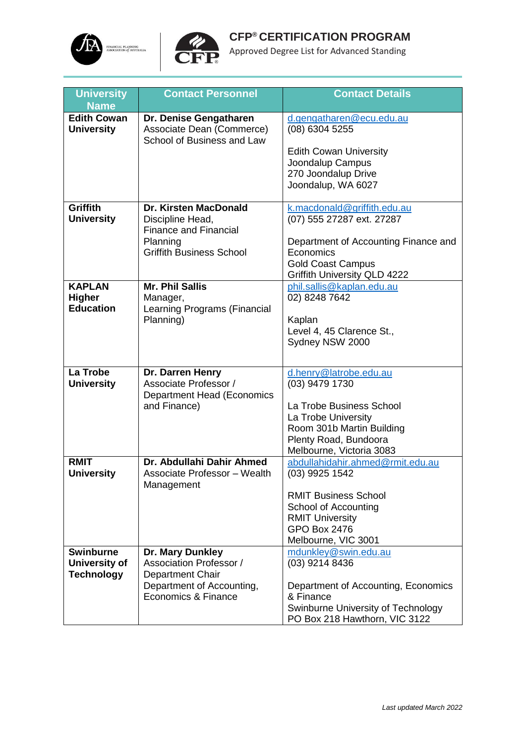# CFP® CERTIFICATION PROGRAM

Approved Degree List for Advanced Standing

| University Name | Contact Personnel | Contact Details |
|---|---|---|
| **Edith Cowan University** | **Dr. Denise Gengatharen**<br>Associate Dean (Commerce)<br>School of Business and Law | d.gengatharen@ecu.edu.au<br>(08) 6304 5255<br><br>Edith Cowan University<br>Joondalup Campus<br>270 Joondalup Drive<br>Joondalup, WA 6027 |
| **Griffith University** | **Dr. Kirsten MacDonald**<br>Discipline Head,<br>Finance and Financial Planning<br>Griffith Business School | k.macdonald@griffith.edu.au<br>(07) 555 27287 ext. 27287<br><br>Department of Accounting Finance and Economics<br>Gold Coast Campus<br>Griffith University QLD 4222 |
| **KAPLAN Higher Education** | **Mr. Phil Sallis**<br>Manager,<br>Learning Programs (Financial Planning) | phil.sallis@kaplan.edu.au<br>02) 8248 7642<br><br>Kaplan<br>Level 4, 45 Clarence St.,<br>Sydney NSW 2000 |
| **La Trobe University** | **Dr. Darren Henry**<br>Associate Professor /<br>Department Head (Economics and Finance) | d.henry@latrobe.edu.au<br>(03) 9479 1730<br><br>La Trobe Business School<br>La Trobe University<br>Room 301b Martin Building<br>Plenty Road, Bundoora<br>Melbourne, Victoria 3083 |
| **RMIT University** | **Dr. Abdullahi Dahir Ahmed**<br>Associate Professor – Wealth Management | abdullahidahir.ahmed@rmit.edu.au<br>(03) 9925 1542<br><br>RMIT Business School<br>School of Accounting<br>RMIT University<br>GPO Box 2476<br>Melbourne, VIC 3001 |
| **Swinburne University of Technology** | **Dr. Mary Dunkley**<br>Association Professor /<br>Department Chair<br>Department of Accounting, Economics & Finance | mdunkley@swin.edu.au<br>(03) 9214 8436<br><br>Department of Accounting, Economics & Finance<br>Swinburne University of Technology<br>PO Box 218 Hawthorn, VIC 3122 |

*Last updated March 2022*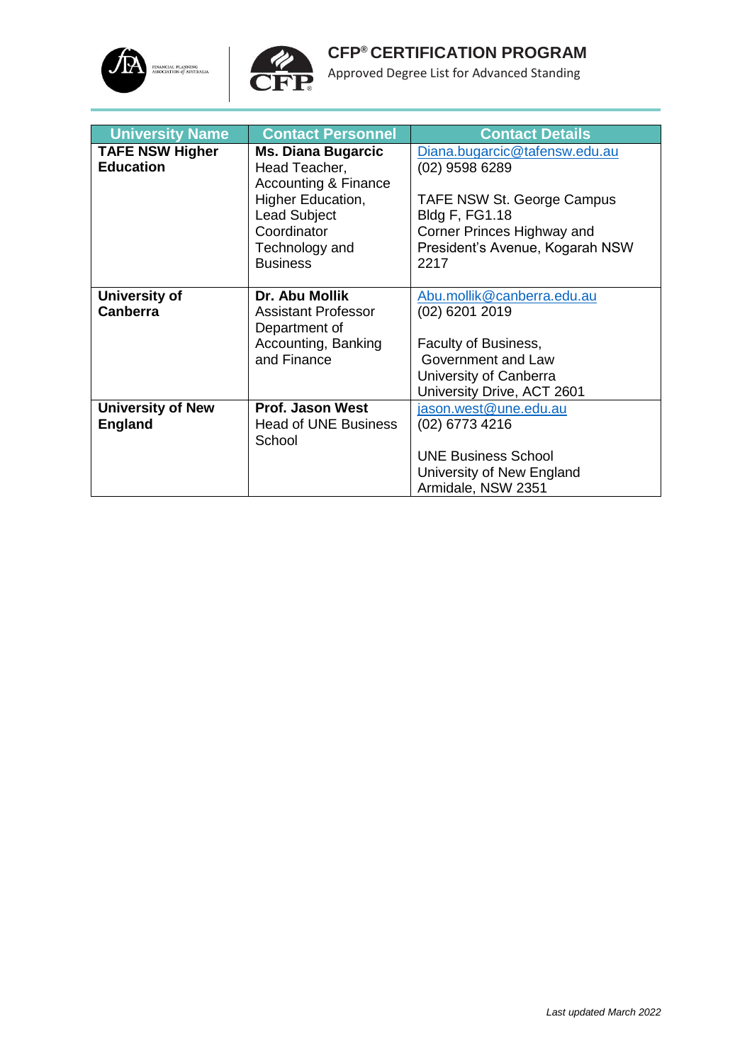| University Name | Contact Personnel | Contact Details |
|---|---|---|
| **TAFE NSW Higher Education** | **Ms. Diana Bugarcic** Head Teacher, Accounting & Finance Higher Education, Lead Subject Coordinator Technology and Business | Diana.bugarcic@tafensw.edu.au (02) 9598 6289 TAFE NSW St. George Campus Bldg F, FG1.18 Corner Princes Highway and President's Avenue, Kogarah NSW 2217 |
| **University of Canberra** | **Dr. Abu Mollik** Assistant Professor Department of Accounting, Banking and Finance | Abu.mollik@canberra.edu.au (02) 6201 2019 Faculty of Business, Government and Law University of Canberra University Drive, ACT 2601 |
| **University of New England** | **Prof. Jason West** Head of UNE Business School | jason.west@une.edu.au (02) 6773 4216 UNE Business School University of New England Armidale, NSW 2351 |

*Last updated March 2022*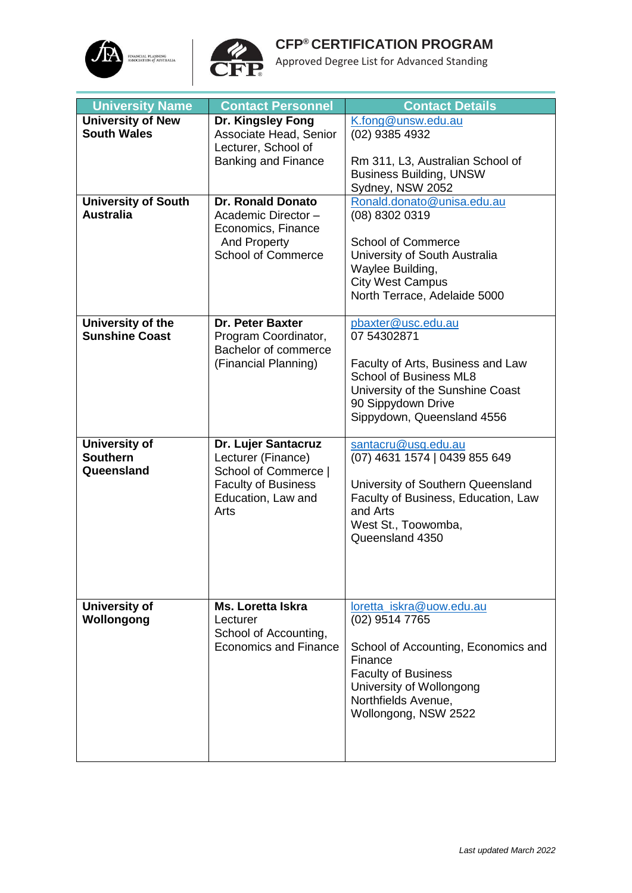# CFP® CERTIFICATION PROGRAM

Approved Degree List for Advanced Standing

| University Name | Contact Personnel | Contact Details |
|---|---|---|
| **University of New South Wales** | **Dr. Kingsley Fong** Associate Head, Senior Lecturer, School of Banking and Finance | K.fong@unsw.edu.au (02) 9385 4932 <br><br> Rm 311, L3, Australian School of Business Building, UNSW Sydney, NSW 2052 |
| **University of South Australia** | **Dr. Ronald Donato** Academic Director – Economics, Finance And Property School of Commerce | Ronald.donato@unisa.edu.au (08) 8302 0319 <br><br> School of Commerce University of South Australia Waylee Building, City West Campus North Terrace, Adelaide 5000 |
| **University of the Sunshine Coast** | **Dr. Peter Baxter** Program Coordinator, Bachelor of commerce (Financial Planning) | pbaxter@usc.edu.au 07 54302871 <br><br> Faculty of Arts, Business and Law School of Business ML8 University of the Sunshine Coast 90 Sippydown Drive Sippydown, Queensland 4556 |
| **University of Southern Queensland** | **Dr. Lujer Santacruz** Lecturer (Finance) School of Commerce \| Faculty of Business Education, Law and Arts | santacru@usq.edu.au (07) 4631 1574 \| 0439 855 649 <br><br> University of Southern Queensland Faculty of Business, Education, Law and Arts West St., Toowomba, Queensland 4350 |
| **University of Wollongong** | **Ms. Loretta Iskra** Lecturer School of Accounting, Economics and Finance | loretta_iskra@uow.edu.au (02) 9514 7765 <br><br> School of Accounting, Economics and Finance Faculty of Business University of Wollongong Northfields Avenue, Wollongong, NSW 2522 |

*Last updated March 2022*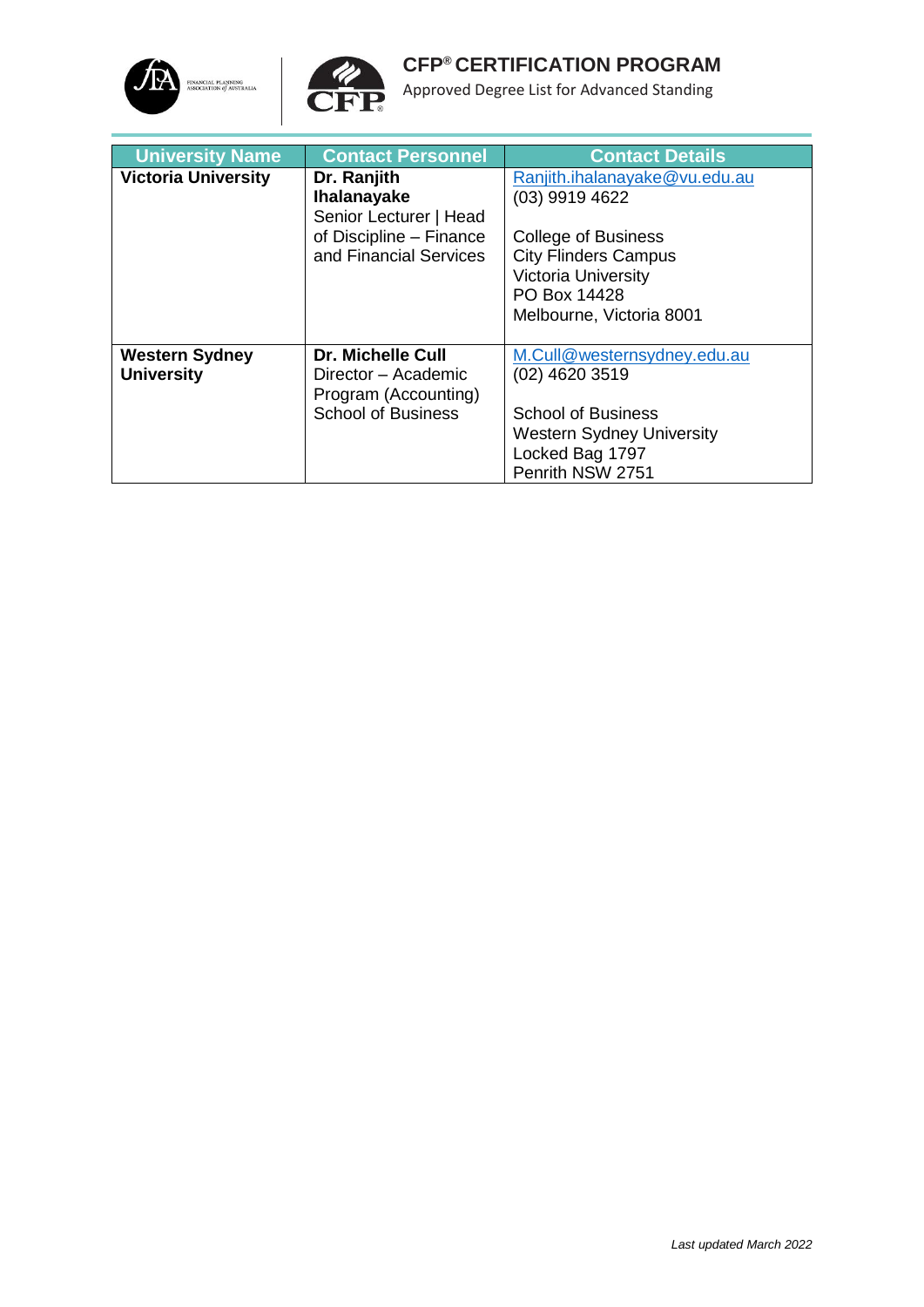# CFP® CERTIFICATION PROGRAM

Approved Degree List for Advanced Standing

| University Name | Contact Personnel | Contact Details |
|---|---|---|
| **Victoria University** | **Dr. Ranjith Ihalanayake**<br>Senior Lecturer \| Head of Discipline – Finance and Financial Services | Ranjith.ihalanayake@vu.edu.au<br>(03) 9919 4622<br><br>College of Business<br>City Flinders Campus<br>Victoria University<br>PO Box 14428<br>Melbourne, Victoria 8001 |
| **Western Sydney University** | **Dr. Michelle Cull**<br>Director – Academic Program (Accounting)<br>School of Business | M.Cull@westernsydney.edu.au<br>(02) 4620 3519<br><br>School of Business<br>Western Sydney University<br>Locked Bag 1797<br>Penrith NSW 2751 |

*Last updated March 2022*